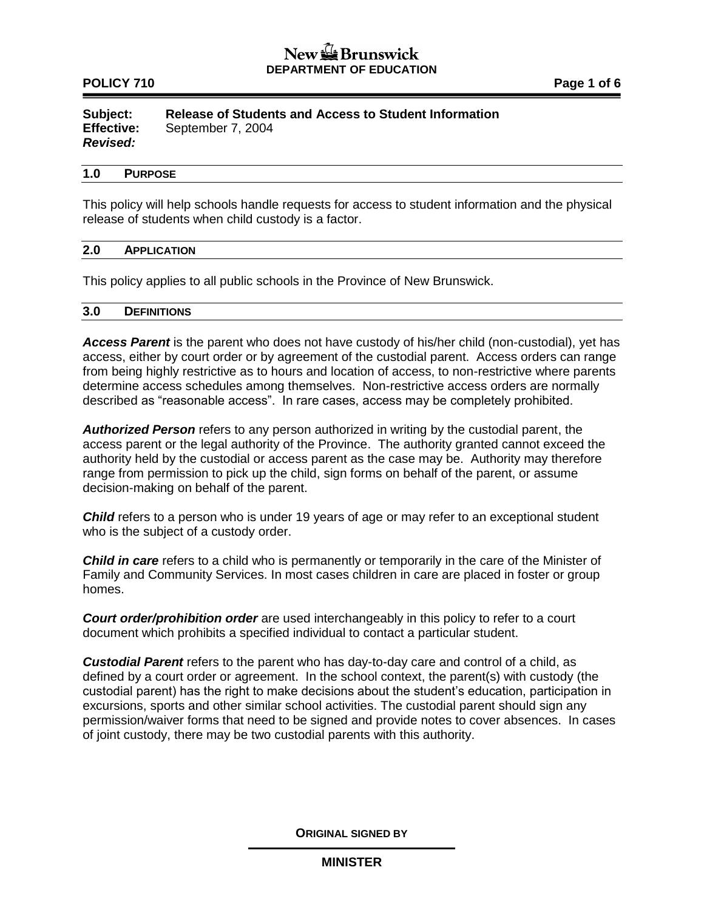**New Brunswick**
**DEPARTMENT OF EDUCATION**

**POLICY 710**

**Subject:** **Release of Students and Access to Student Information**
**Effective:** September 7, 2004
***Revised:***

## 1.0 PURPOSE

This policy will help schools handle requests for access to student information and the physical release of students when child custody is a factor.

## 2.0 APPLICATION

This policy applies to all public schools in the Province of New Brunswick.

## 3.0 DEFINITIONS

***Access Parent*** is the parent who does not have custody of his/her child (non-custodial), yet has access, either by court order or by agreement of the custodial parent. Access orders can range from being highly restrictive as to hours and location of access, to non-restrictive where parents determine access schedules among themselves. Non-restrictive access orders are normally described as "reasonable access". In rare cases, access may be completely prohibited.

***Authorized Person*** refers to any person authorized in writing by the custodial parent, the access parent or the legal authority of the Province. The authority granted cannot exceed the authority held by the custodial or access parent as the case may be. Authority may therefore range from permission to pick up the child, sign forms on behalf of the parent, or assume decision-making on behalf of the parent.

***Child*** refers to a person who is under 19 years of age or may refer to an exceptional student who is the subject of a custody order.

***Child in care*** refers to a child who is permanently or temporarily in the care of the Minister of Family and Community Services. In most cases children in care are placed in foster or group homes.

***Court order/prohibition order*** are used interchangeably in this policy to refer to a court document which prohibits a specified individual to contact a particular student.

***Custodial Parent*** refers to the parent who has day-to-day care and control of a child, as defined by a court order or agreement. In the school context, the parent(s) with custody (the custodial parent) has the right to make decisions about the student's education, participation in excursions, sports and other similar school activities. The custodial parent should sign any permission/waiver forms that need to be signed and provide notes to cover absences. In cases of joint custody, there may be two custodial parents with this authority.

**ORIGINAL SIGNED BY**

**MINISTER**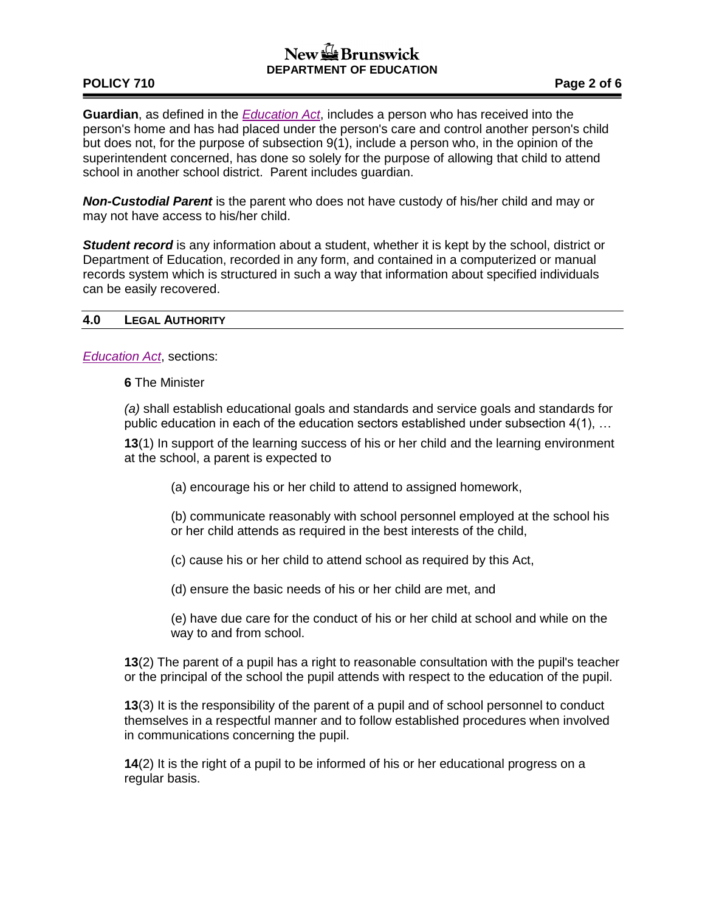**Guardian**, as defined in the *Education Act*, includes a person who has received into the person's home and has had placed under the person's care and control another person's child but does not, for the purpose of subsection 9(1), include a person who, in the opinion of the superintendent concerned, has done so solely for the purpose of allowing that child to attend school in another school district. Parent includes guardian.

***Non-Custodial Parent*** is the parent who does not have custody of his/her child and may or may not have access to his/her child.

***Student record*** is any information about a student, whether it is kept by the school, district or Department of Education, recorded in any form, and contained in a computerized or manual records system which is structured in such a way that information about specified individuals can be easily recovered.

## 4.0 LEGAL AUTHORITY

*Education Act*, sections:

> **6** The Minister
>
> *(a)* shall establish educational goals and standards and service goals and standards for public education in each of the education sectors established under subsection 4(1), …
>
> **13**(1) In support of the learning success of his or her child and the learning environment at the school, a parent is expected to
>
> > (a) encourage his or her child to attend to assigned homework,
> >
> > (b) communicate reasonably with school personnel employed at the school his or her child attends as required in the best interests of the child,
> >
> > (c) cause his or her child to attend school as required by this Act,
> >
> > (d) ensure the basic needs of his or her child are met, and
> >
> > (e) have due care for the conduct of his or her child at school and while on the way to and from school.
>
> **13**(2) The parent of a pupil has a right to reasonable consultation with the pupil's teacher or the principal of the school the pupil attends with respect to the education of the pupil.
>
> **13**(3) It is the responsibility of the parent of a pupil and of school personnel to conduct themselves in a respectful manner and to follow established procedures when involved in communications concerning the pupil.
>
> **14**(2) It is the right of a pupil to be informed of his or her educational progress on a regular basis.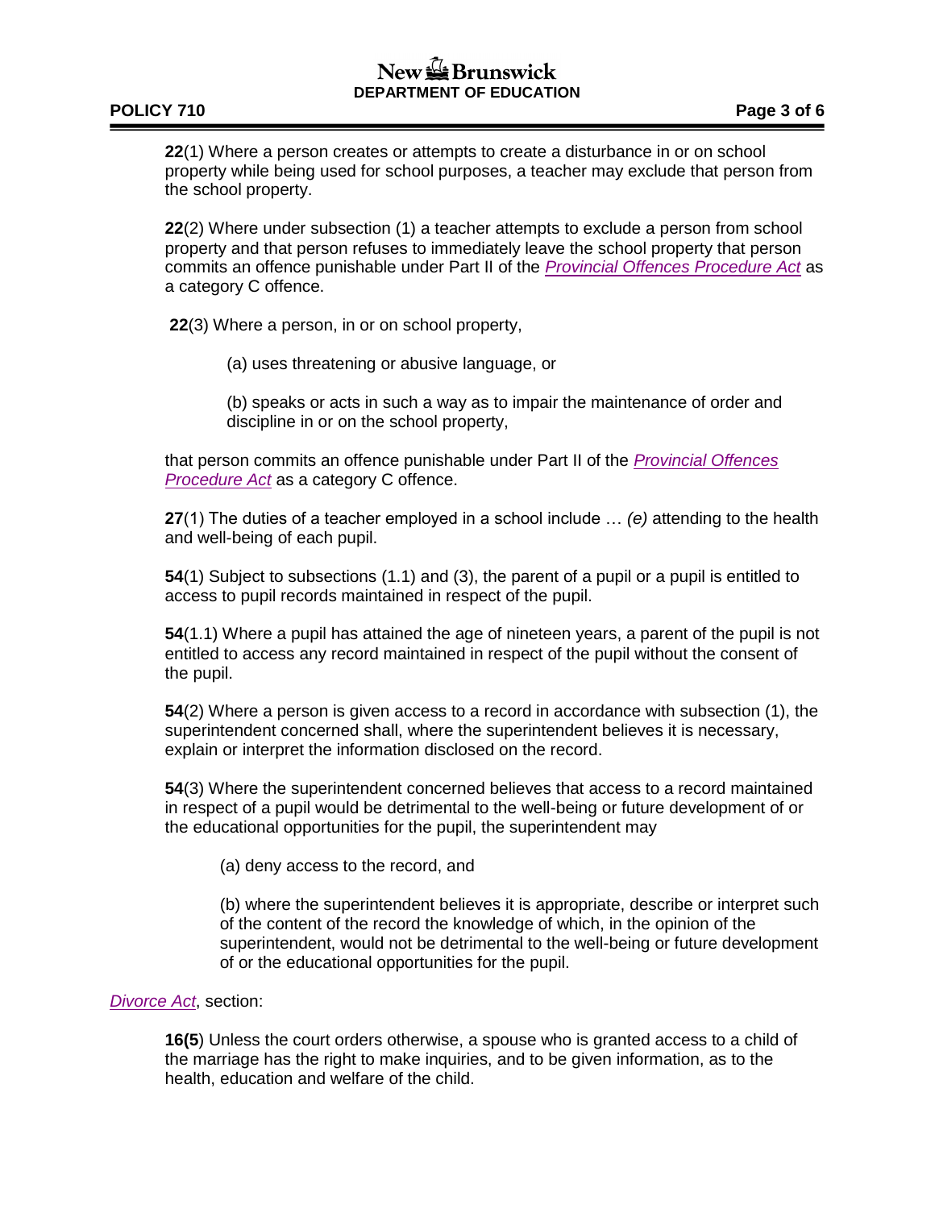**22**(1) Where a person creates or attempts to create a disturbance in or on school property while being used for school purposes, a teacher may exclude that person from the school property.

**22**(2) Where under subsection (1) a teacher attempts to exclude a person from school property and that person refuses to immediately leave the school property that person commits an offence punishable under Part II of the *Provincial Offences Procedure Act* as a category C offence.

**22**(3) Where a person, in or on school property,

(a) uses threatening or abusive language, or

(b) speaks or acts in such a way as to impair the maintenance of order and discipline in or on the school property,

that person commits an offence punishable under Part II of the *Provincial Offences Procedure Act* as a category C offence.

**27**(1) The duties of a teacher employed in a school include … *(e)* attending to the health and well-being of each pupil.

**54**(1) Subject to subsections (1.1) and (3), the parent of a pupil or a pupil is entitled to access to pupil records maintained in respect of the pupil.

**54**(1.1) Where a pupil has attained the age of nineteen years, a parent of the pupil is not entitled to access any record maintained in respect of the pupil without the consent of the pupil.

**54**(2) Where a person is given access to a record in accordance with subsection (1), the superintendent concerned shall, where the superintendent believes it is necessary, explain or interpret the information disclosed on the record.

**54**(3) Where the superintendent concerned believes that access to a record maintained in respect of a pupil would be detrimental to the well-being or future development of or the educational opportunities for the pupil, the superintendent may

(a) deny access to the record, and

(b) where the superintendent believes it is appropriate, describe or interpret such of the content of the record the knowledge of which, in the opinion of the superintendent, would not be detrimental to the well-being or future development of or the educational opportunities for the pupil.

*Divorce Act*, section:

**16(5**) Unless the court orders otherwise, a spouse who is granted access to a child of the marriage has the right to make inquiries, and to be given information, as to the health, education and welfare of the child.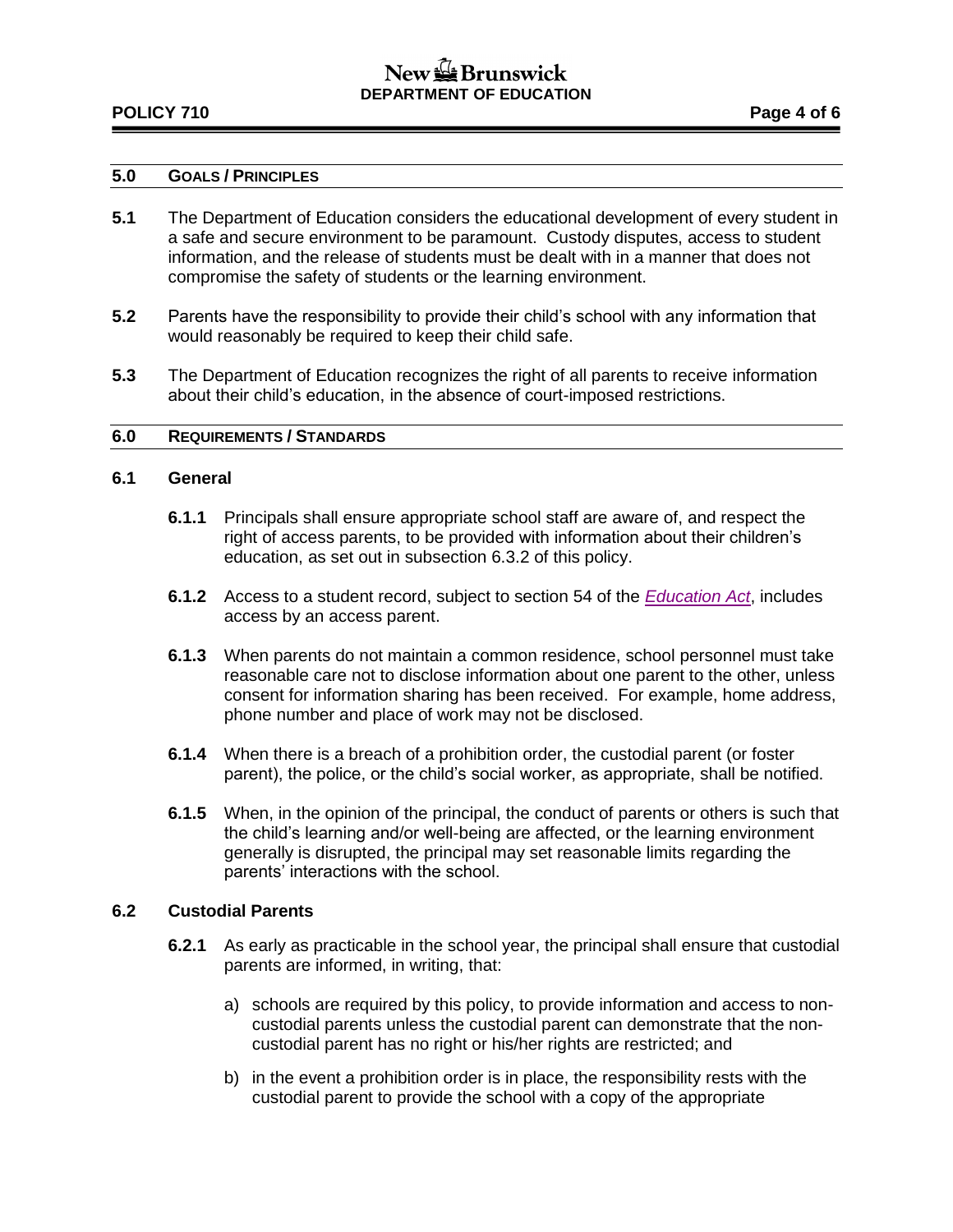## 5.0 GOALS / PRINCIPLES

**5.1** The Department of Education considers the educational development of every student in a safe and secure environment to be paramount. Custody disputes, access to student information, and the release of students must be dealt with in a manner that does not compromise the safety of students or the learning environment.

**5.2** Parents have the responsibility to provide their child's school with any information that would reasonably be required to keep their child safe.

**5.3** The Department of Education recognizes the right of all parents to receive information about their child's education, in the absence of court-imposed restrictions.

## 6.0 REQUIREMENTS / STANDARDS

### 6.1 General

**6.1.1** Principals shall ensure appropriate school staff are aware of, and respect the right of access parents, to be provided with information about their children's education, as set out in subsection 6.3.2 of this policy.

**6.1.2** Access to a student record, subject to section 54 of the *Education Act*, includes access by an access parent.

**6.1.3** When parents do not maintain a common residence, school personnel must take reasonable care not to disclose information about one parent to the other, unless consent for information sharing has been received. For example, home address, phone number and place of work may not be disclosed.

**6.1.4** When there is a breach of a prohibition order, the custodial parent (or foster parent), the police, or the child's social worker, as appropriate, shall be notified.

**6.1.5** When, in the opinion of the principal, the conduct of parents or others is such that the child's learning and/or well-being are affected, or the learning environment generally is disrupted, the principal may set reasonable limits regarding the parents' interactions with the school.

### 6.2 Custodial Parents

**6.2.1** As early as practicable in the school year, the principal shall ensure that custodial parents are informed, in writing, that:

a) schools are required by this policy, to provide information and access to non-custodial parents unless the custodial parent can demonstrate that the non-custodial parent has no right or his/her rights are restricted; and

b) in the event a prohibition order is in place, the responsibility rests with the custodial parent to provide the school with a copy of the appropriate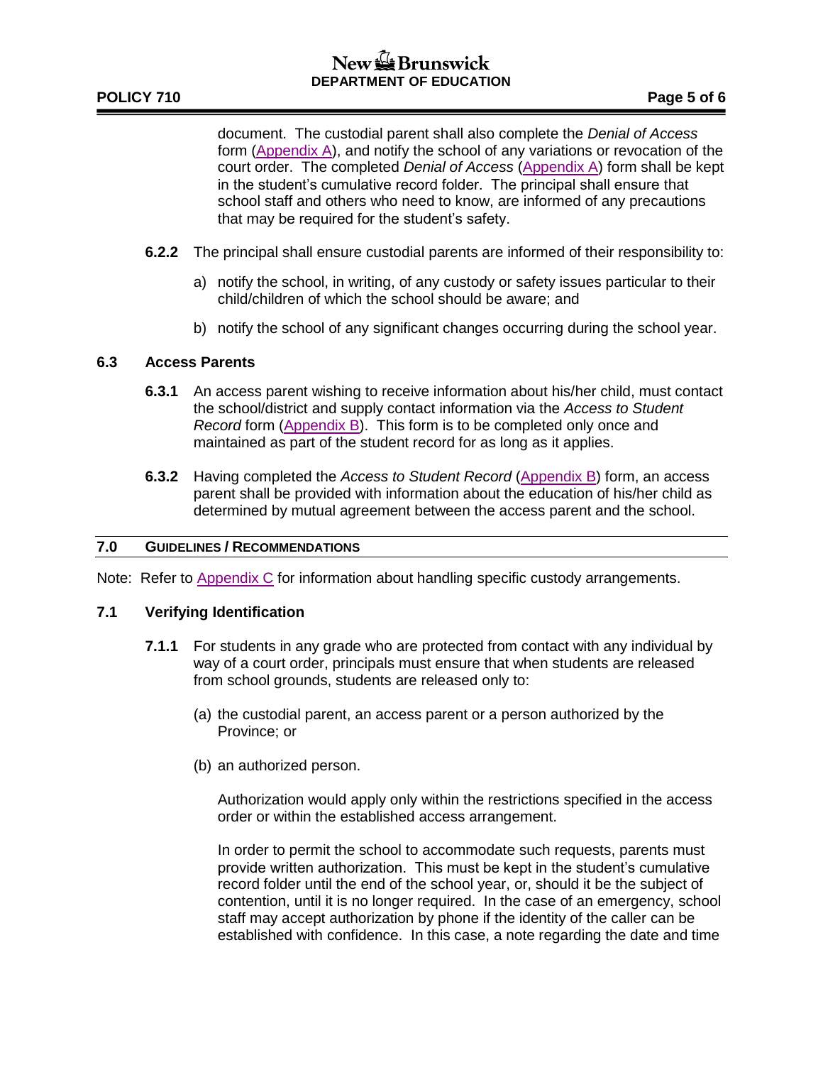document. The custodial parent shall also complete the *Denial of Access* form (Appendix A), and notify the school of any variations or revocation of the court order. The completed *Denial of Access* (Appendix A) form shall be kept in the student's cumulative record folder. The principal shall ensure that school staff and others who need to know, are informed of any precautions that may be required for the student's safety.

**6.2.2** The principal shall ensure custodial parents are informed of their responsibility to:

a) notify the school, in writing, of any custody or safety issues particular to their child/children of which the school should be aware; and

b) notify the school of any significant changes occurring during the school year.

### 6.3 Access Parents

**6.3.1** An access parent wishing to receive information about his/her child, must contact the school/district and supply contact information via the *Access to Student Record* form (Appendix B). This form is to be completed only once and maintained as part of the student record for as long as it applies.

**6.3.2** Having completed the *Access to Student Record* (Appendix B) form, an access parent shall be provided with information about the education of his/her child as determined by mutual agreement between the access parent and the school.

## 7.0 GUIDELINES / RECOMMENDATIONS

Note: Refer to Appendix C for information about handling specific custody arrangements.

### 7.1 Verifying Identification

**7.1.1** For students in any grade who are protected from contact with any individual by way of a court order, principals must ensure that when students are released from school grounds, students are released only to:

(a) the custodial parent, an access parent or a person authorized by the Province; or

(b) an authorized person.

Authorization would apply only within the restrictions specified in the access order or within the established access arrangement.

In order to permit the school to accommodate such requests, parents must provide written authorization. This must be kept in the student's cumulative record folder until the end of the school year, or, should it be the subject of contention, until it is no longer required. In the case of an emergency, school staff may accept authorization by phone if the identity of the caller can be established with confidence. In this case, a note regarding the date and time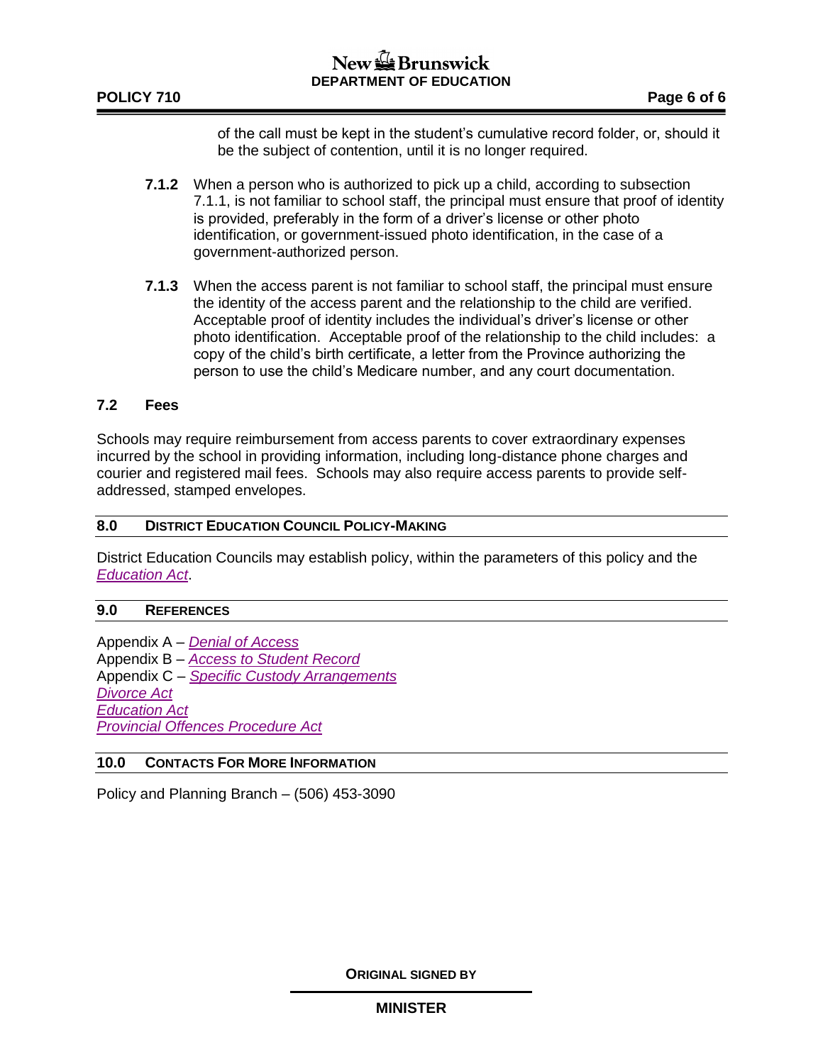of the call must be kept in the student's cumulative record folder, or, should it be the subject of contention, until it is no longer required.

**7.1.2** When a person who is authorized to pick up a child, according to subsection 7.1.1, is not familiar to school staff, the principal must ensure that proof of identity is provided, preferably in the form of a driver's license or other photo identification, or government-issued photo identification, in the case of a government-authorized person.

**7.1.3** When the access parent is not familiar to school staff, the principal must ensure the identity of the access parent and the relationship to the child are verified. Acceptable proof of identity includes the individual's driver's license or other photo identification. Acceptable proof of the relationship to the child includes: a copy of the child's birth certificate, a letter from the Province authorizing the person to use the child's Medicare number, and any court documentation.

### 7.2 Fees

Schools may require reimbursement from access parents to cover extraordinary expenses incurred by the school in providing information, including long-distance phone charges and courier and registered mail fees. Schools may also require access parents to provide self-addressed, stamped envelopes.

## 8.0 District Education Council Policy-Making

District Education Councils may establish policy, within the parameters of this policy and the *Education Act*.

## 9.0 References

Appendix A – *Denial of Access*
Appendix B – *Access to Student Record*
Appendix C – *Specific Custody Arrangements*
*Divorce Act*
*Education Act*
*Provincial Offences Procedure Act*

## 10.0 Contacts For More Information

Policy and Planning Branch – (506) 453-3090

**Original signed by**

**MINISTER**